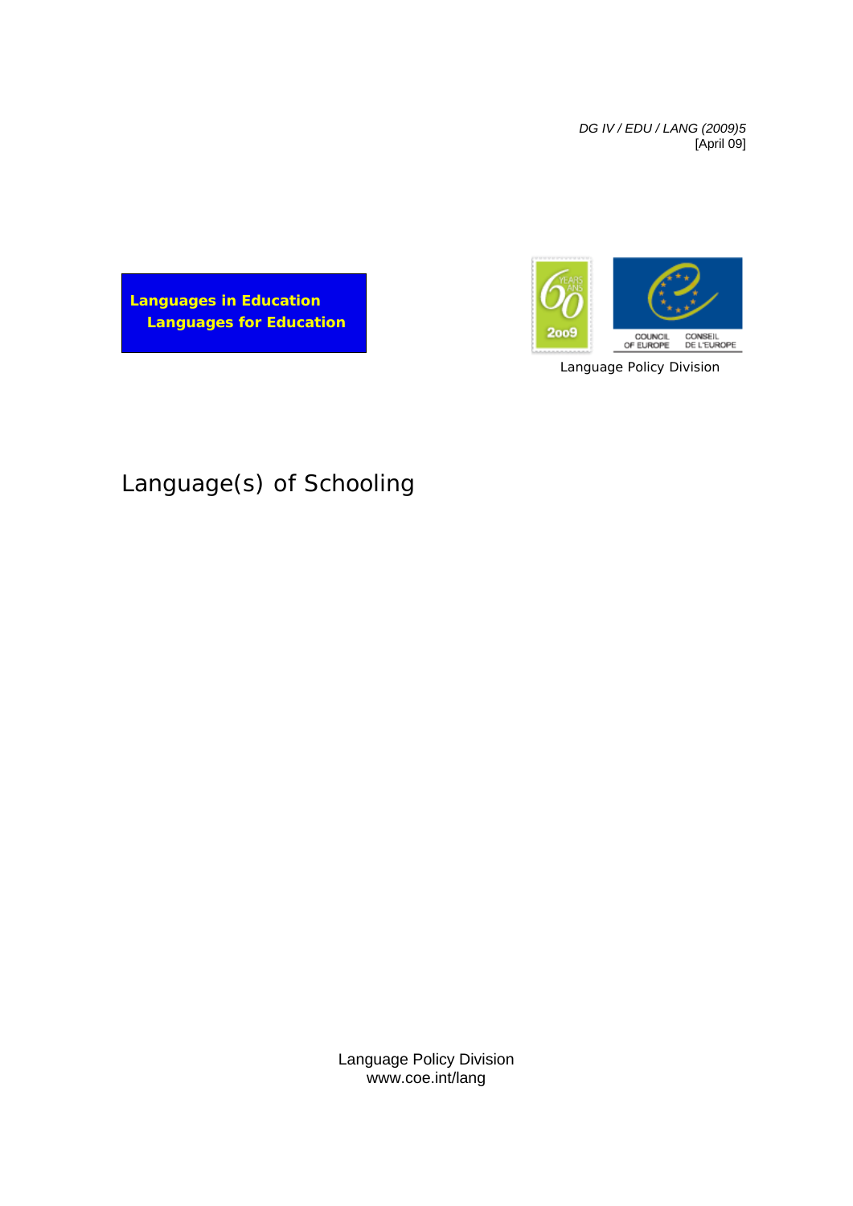*DG IV / EDU / LANG (2009)5*
[April 09]

**Languages in Education**
**Languages for Education**

COUNCIL OF EUROPE    CONSEIL DE L'EUROPE

Language Policy Division

# Language(s) of Schooling

Language Policy Division
www.coe.int/lang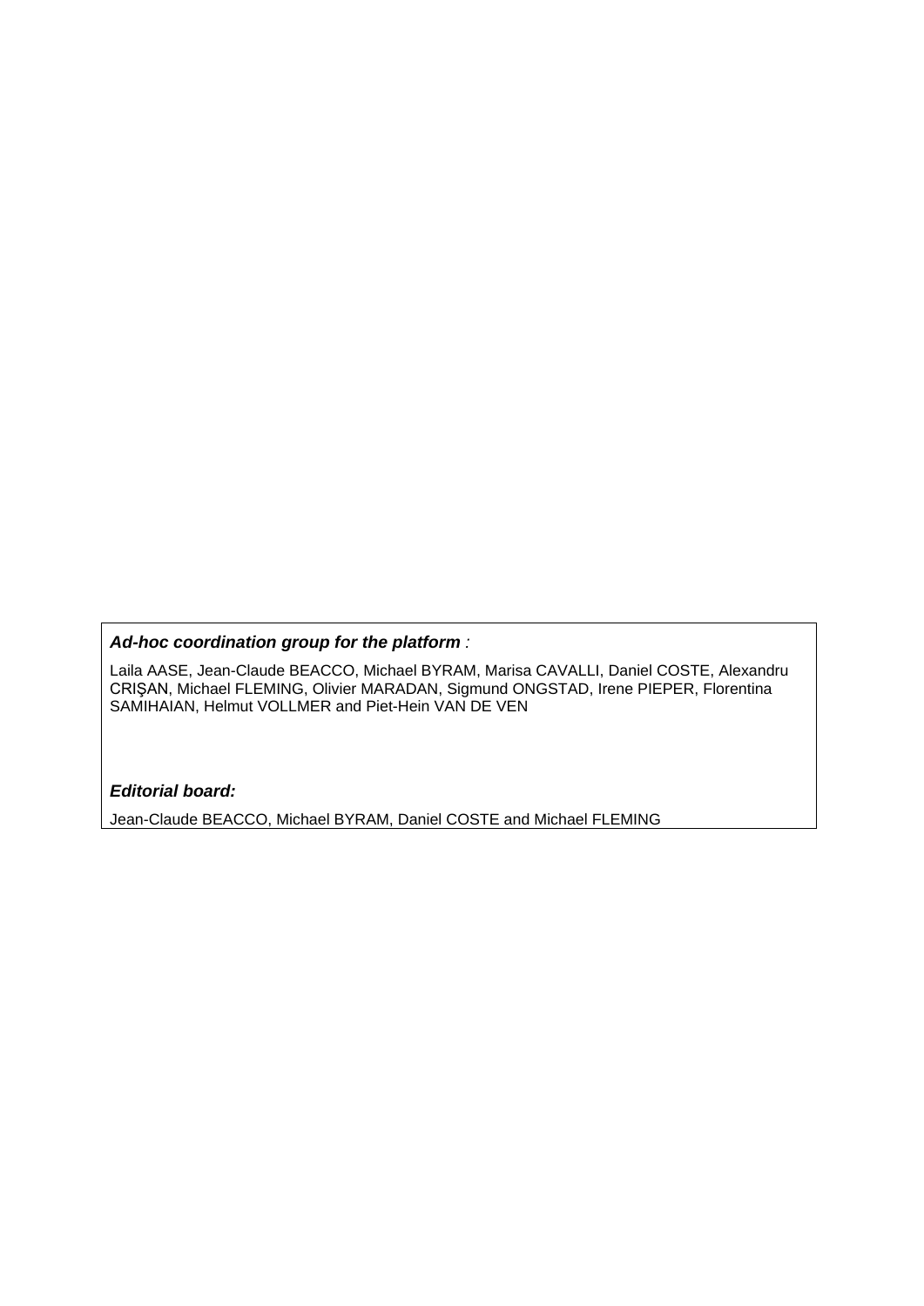***Ad-hoc coordination group for the platform** :*

Laila AASE, Jean-Claude BEACCO, Michael BYRAM, Marisa CAVALLI, Daniel COSTE, Alexandru CRIŞAN, Michael FLEMING, Olivier MARADAN, Sigmund ONGSTAD, Irene PIEPER, Florentina SAMIHAIAN, Helmut VOLLMER and Piet-Hein VAN DE VEN

***Editorial board:***

Jean-Claude BEACCO, Michael BYRAM, Daniel COSTE and Michael FLEMING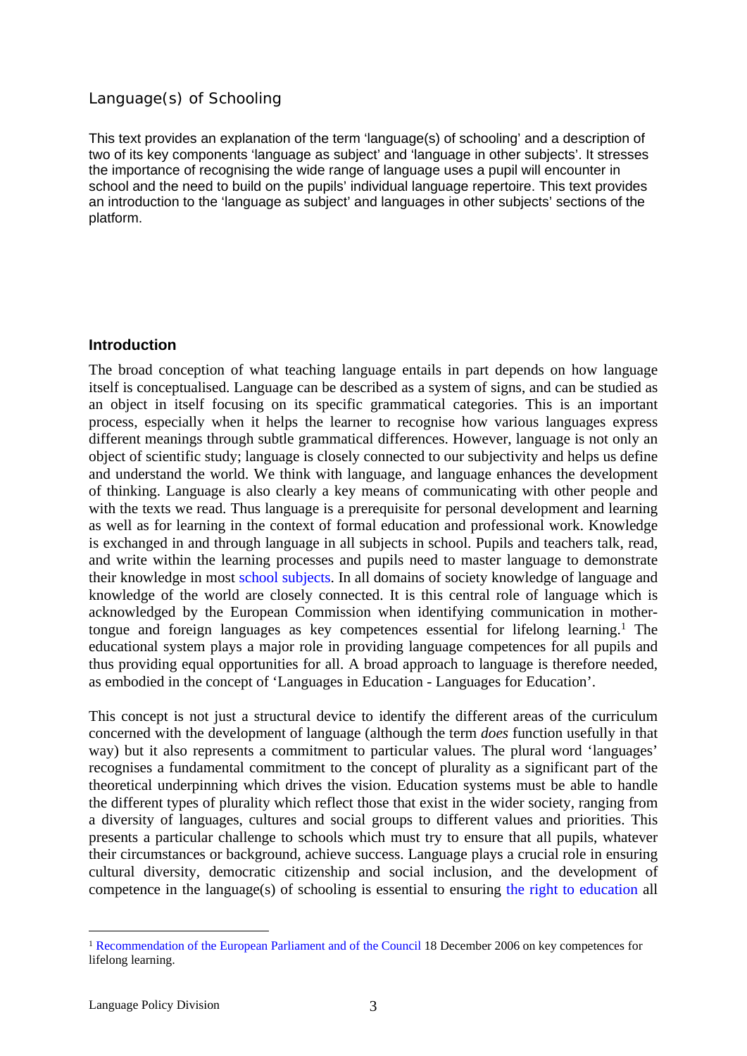Language(s) of Schooling

This text provides an explanation of the term 'language(s) of schooling' and a description of two of its key components 'language as subject' and 'language in other subjects'. It stresses the importance of recognising the wide range of language uses a pupil will encounter in school and the need to build on the pupils' individual language repertoire. This text provides an introduction to the 'language as subject' and languages in other subjects' sections of the platform.

## Introduction

The broad conception of what teaching language entails in part depends on how language itself is conceptualised. Language can be described as a system of signs, and can be studied as an object in itself focusing on its specific grammatical categories. This is an important process, especially when it helps the learner to recognise how various languages express different meanings through subtle grammatical differences. However, language is not only an object of scientific study; language is closely connected to our subjectivity and helps us define and understand the world. We think with language, and language enhances the development of thinking. Language is also clearly a key means of communicating with other people and with the texts we read. Thus language is a prerequisite for personal development and learning as well as for learning in the context of formal education and professional work. Knowledge is exchanged in and through language in all subjects in school. Pupils and teachers talk, read, and write within the learning processes and pupils need to master language to demonstrate their knowledge in most school subjects. In all domains of society knowledge of language and knowledge of the world are closely connected. It is this central role of language which is acknowledged by the European Commission when identifying communication in mother-tongue and foreign languages as key competences essential for lifelong learning.[1] The educational system plays a major role in providing language competences for all pupils and thus providing equal opportunities for all. A broad approach to language is therefore needed, as embodied in the concept of 'Languages in Education - Languages for Education'.

This concept is not just a structural device to identify the different areas of the curriculum concerned with the development of language (although the term *does* function usefully in that way) but it also represents a commitment to particular values. The plural word 'languages' recognises a fundamental commitment to the concept of plurality as a significant part of the theoretical underpinning which drives the vision. Education systems must be able to handle the different types of plurality which reflect those that exist in the wider society, ranging from a diversity of languages, cultures and social groups to different values and priorities. This presents a particular challenge to schools which must try to ensure that all pupils, whatever their circumstances or background, achieve success. Language plays a crucial role in ensuring cultural diversity, democratic citizenship and social inclusion, and the development of competence in the language(s) of schooling is essential to ensuring the right to education all

[1] Recommendation of the European Parliament and of the Council 18 December 2006 on key competences for lifelong learning.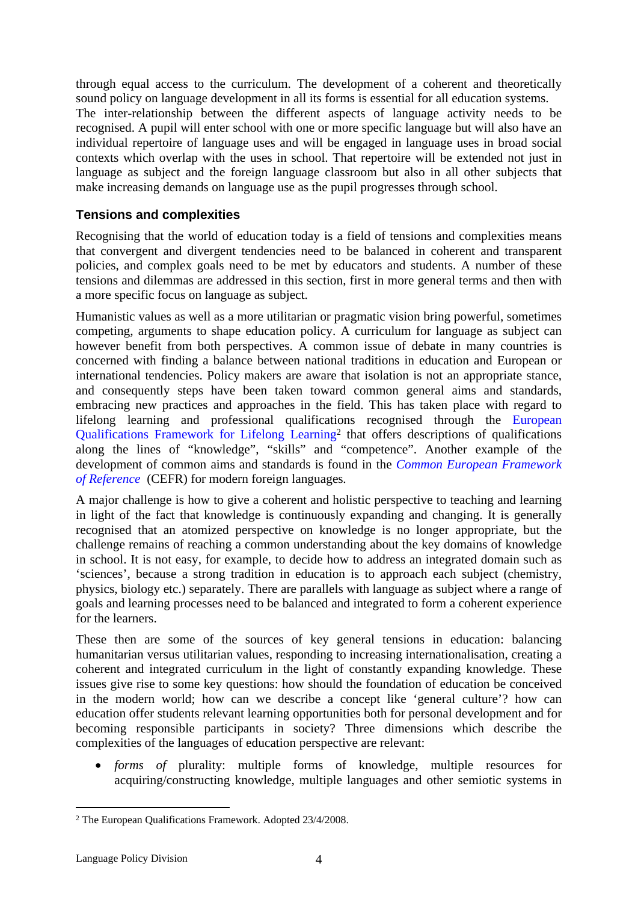through equal access to the curriculum. The development of a coherent and theoretically sound policy on language development in all its forms is essential for all education systems.
The inter-relationship between the different aspects of language activity needs to be recognised. A pupil will enter school with one or more specific language but will also have an individual repertoire of language uses and will be engaged in language uses in broad social contexts which overlap with the uses in school. That repertoire will be extended not just in language as subject and the foreign language classroom but also in all other subjects that make increasing demands on language use as the pupil progresses through school.

### Tensions and complexities

Recognising that the world of education today is a field of tensions and complexities means that convergent and divergent tendencies need to be balanced in coherent and transparent policies, and complex goals need to be met by educators and students. A number of these tensions and dilemmas are addressed in this section, first in more general terms and then with a more specific focus on language as subject.

Humanistic values as well as a more utilitarian or pragmatic vision bring powerful, sometimes competing, arguments to shape education policy. A curriculum for language as subject can however benefit from both perspectives. A common issue of debate in many countries is concerned with finding a balance between national traditions in education and European or international tendencies. Policy makers are aware that isolation is not an appropriate stance, and consequently steps have been taken toward common general aims and standards, embracing new practices and approaches in the field. This has taken place with regard to lifelong learning and professional qualifications recognised through the European Qualifications Framework for Lifelong Learning[2] that offers descriptions of qualifications along the lines of "knowledge", "skills" and "competence". Another example of the development of common aims and standards is found in the *Common European Framework of Reference* (CEFR) for modern foreign languages.

A major challenge is how to give a coherent and holistic perspective to teaching and learning in light of the fact that knowledge is continuously expanding and changing. It is generally recognised that an atomized perspective on knowledge is no longer appropriate, but the challenge remains of reaching a common understanding about the key domains of knowledge in school. It is not easy, for example, to decide how to address an integrated domain such as 'sciences', because a strong tradition in education is to approach each subject (chemistry, physics, biology etc.) separately. There are parallels with language as subject where a range of goals and learning processes need to be balanced and integrated to form a coherent experience for the learners.

These then are some of the sources of key general tensions in education: balancing humanitarian versus utilitarian values, responding to increasing internationalisation, creating a coherent and integrated curriculum in the light of constantly expanding knowledge. These issues give rise to some key questions: how should the foundation of education be conceived in the modern world; how can we describe a concept like 'general culture'? how can education offer students relevant learning opportunities both for personal development and for becoming responsible participants in society? Three dimensions which describe the complexities of the languages of education perspective are relevant:

- *forms of* plurality: multiple forms of knowledge, multiple resources for acquiring/constructing knowledge, multiple languages and other semiotic systems in

[2] The European Qualifications Framework. Adopted 23/4/2008.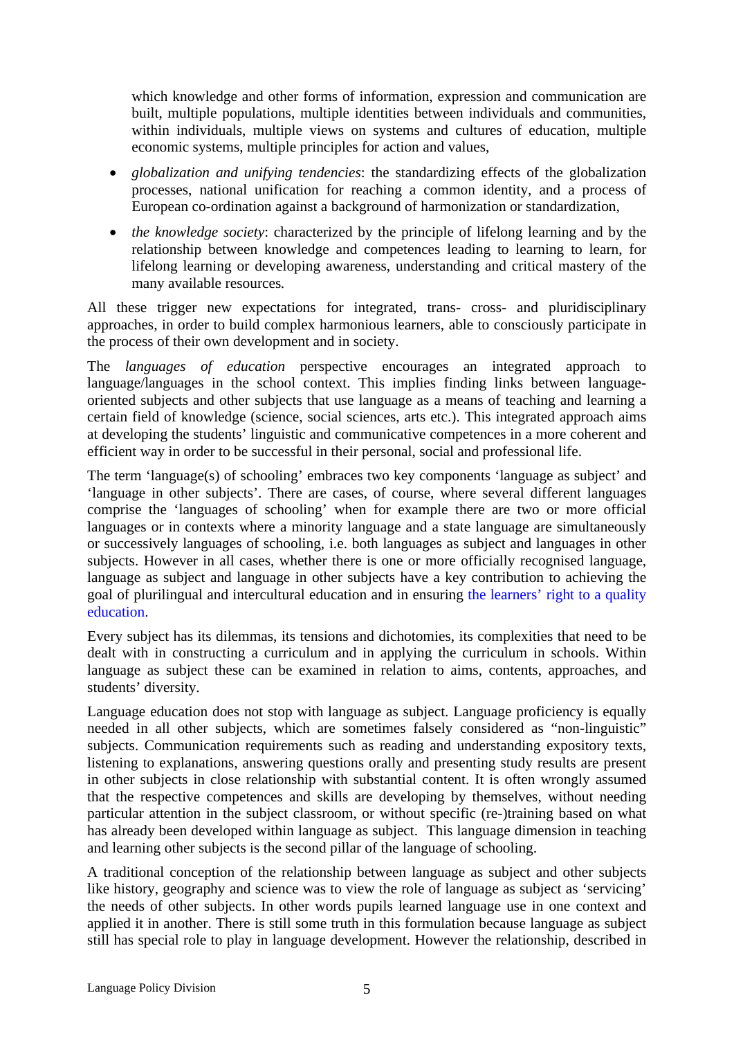which knowledge and other forms of information, expression and communication are built, multiple populations, multiple identities between individuals and communities, within individuals, multiple views on systems and cultures of education, multiple economic systems, multiple principles for action and values,

- *globalization and unifying tendencies*: the standardizing effects of the globalization processes, national unification for reaching a common identity, and a process of European co-ordination against a background of harmonization or standardization,
- *the knowledge society*: characterized by the principle of lifelong learning and by the relationship between knowledge and competences leading to learning to learn, for lifelong learning or developing awareness, understanding and critical mastery of the many available resources.

All these trigger new expectations for integrated, trans- cross- and pluridisciplinary approaches, in order to build complex harmonious learners, able to consciously participate in the process of their own development and in society.

The *languages of education* perspective encourages an integrated approach to language/languages in the school context. This implies finding links between language-oriented subjects and other subjects that use language as a means of teaching and learning a certain field of knowledge (science, social sciences, arts etc.). This integrated approach aims at developing the students' linguistic and communicative competences in a more coherent and efficient way in order to be successful in their personal, social and professional life.

The term 'language(s) of schooling' embraces two key components 'language as subject' and 'language in other subjects'. There are cases, of course, where several different languages comprise the 'languages of schooling' when for example there are two or more official languages or in contexts where a minority language and a state language are simultaneously or successively languages of schooling, i.e. both languages as subject and languages in other subjects. However in all cases, whether there is one or more officially recognised language, language as subject and language in other subjects have a key contribution to achieving the goal of plurilingual and intercultural education and in ensuring the learners' right to a quality education.

Every subject has its dilemmas, its tensions and dichotomies, its complexities that need to be dealt with in constructing a curriculum and in applying the curriculum in schools. Within language as subject these can be examined in relation to aims, contents, approaches, and students' diversity.

Language education does not stop with language as subject. Language proficiency is equally needed in all other subjects, which are sometimes falsely considered as "non-linguistic" subjects. Communication requirements such as reading and understanding expository texts, listening to explanations, answering questions orally and presenting study results are present in other subjects in close relationship with substantial content. It is often wrongly assumed that the respective competences and skills are developing by themselves, without needing particular attention in the subject classroom, or without specific (re-)training based on what has already been developed within language as subject. This language dimension in teaching and learning other subjects is the second pillar of the language of schooling.

A traditional conception of the relationship between language as subject and other subjects like history, geography and science was to view the role of language as subject as 'servicing' the needs of other subjects. In other words pupils learned language use in one context and applied it in another. There is still some truth in this formulation because language as subject still has special role to play in language development. However the relationship, described in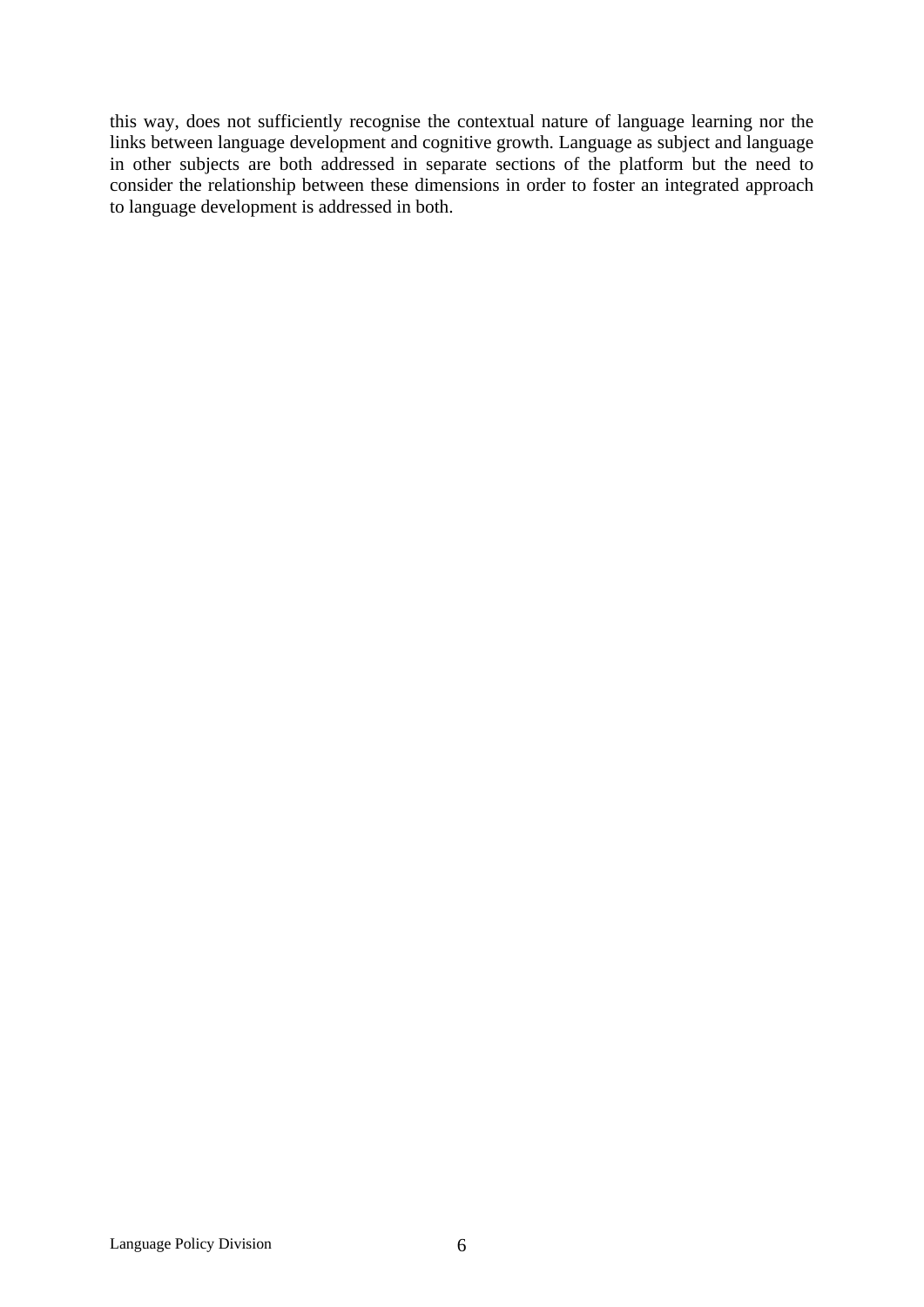this way, does not sufficiently recognise the contextual nature of language learning nor the links between language development and cognitive growth. Language as subject and language in other subjects are both addressed in separate sections of the platform but the need to consider the relationship between these dimensions in order to foster an integrated approach to language development is addressed in both.